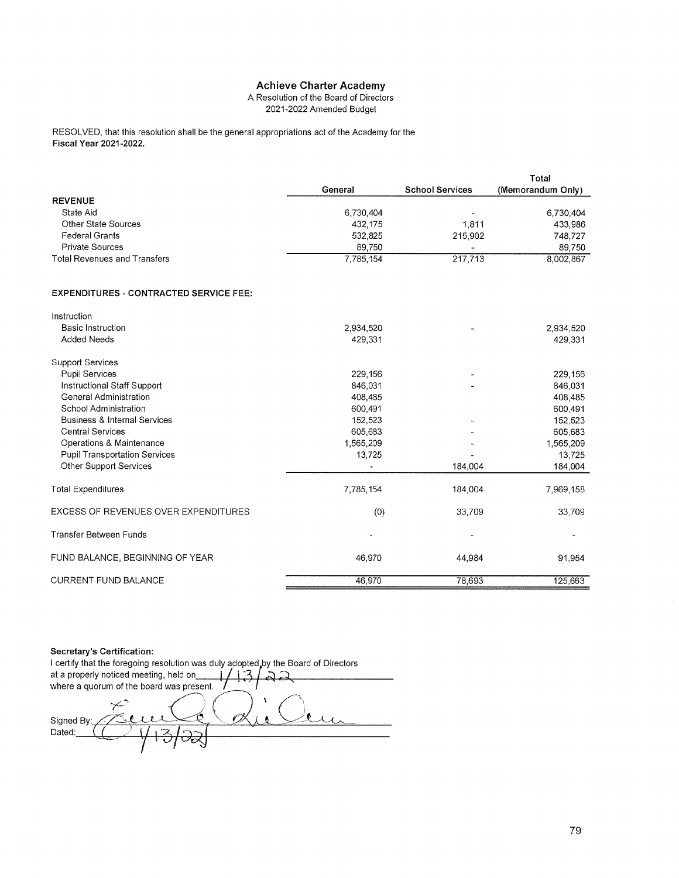# Achieve Charter Academy

A Resolution of the Board of Directors

2021-2022 Amended Budget

RESOLVED, that this resolution shall be the general appropriations act of the Academy for the **Fiscal Year 2021-2022.**

| | General | School Services | Total (Memorandum Only) |
|---|---|---|---|
| **REVENUE** | | | |
| State Aid | 6,730,404 | - | 6,730,404 |
| Other State Sources | 432,175 | 1,811 | 433,986 |
| Federal Grants | 532,825 | 215,902 | 748,727 |
| Private Sources | 89,750 | - | 89,750 |
| Total Revenues and Transfers | 7,785,154 | 217,713 | 8,002,867 |
| | | | |
| **EXPENDITURES - CONTRACTED SERVICE FEE:** | | | |
| Instruction | | | |
| Basic Instruction | 2,934,520 | - | 2,934,520 |
| Added Needs | 429,331 | | 429,331 |
| Support Services | | | |
| Pupil Services | 229,156 | - | 229,156 |
| Instructional Staff Support | 846,031 | - | 846,031 |
| General Administration | 408,485 | | 408,485 |
| School Administration | 600,491 | | 600,491 |
| Business & Internal Services | 152,523 | - | 152,523 |
| Central Services | 605,683 | - | 605,683 |
| Operations & Maintenance | 1,565,209 | - | 1,565,209 |
| Pupil Transportation Services | 13,725 | - | 13,725 |
| Other Support Services | - | 184,004 | 184,004 |
| Total Expenditures | 7,785,154 | 184,004 | 7,969,158 |
| EXCESS OF REVENUES OVER EXPENDITURES | (0) | 33,709 | 33,709 |
| Transfer Between Funds | - | - | - |
| FUND BALANCE, BEGINNING OF YEAR | 46,970 | 44,984 | 91,954 |
| CURRENT FUND BALANCE | 46,970 | 78,693 | 125,663 |

**Secretary's Certification:**

I certify that the foregoing resolution was duly adopted by the Board of Directors at a properly noticed meeting, held on 1/13/22 where a quorum of the board was present.

Signed By: [signature]

Dated: 1/13/22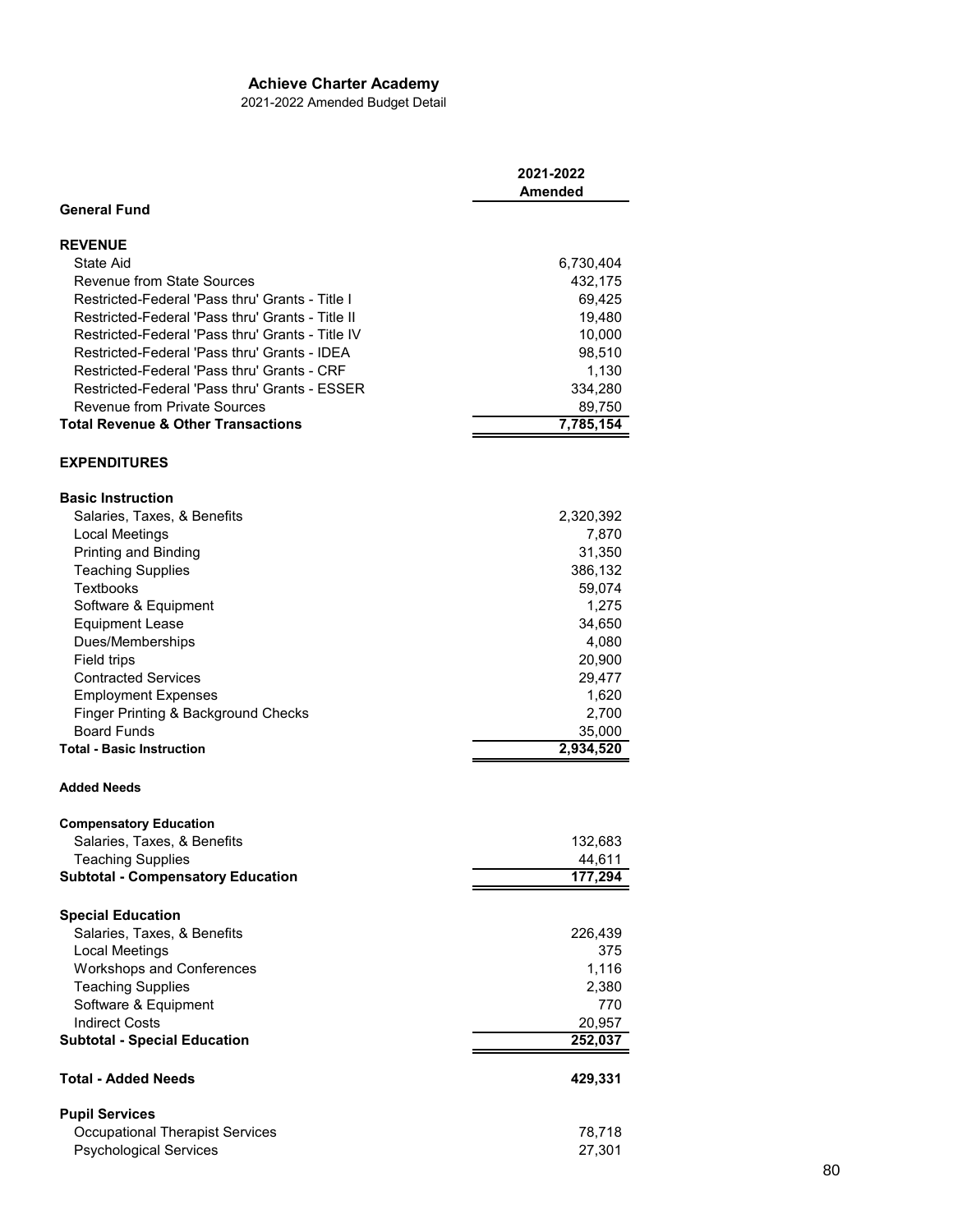# Achieve Charter Academy

2021-2022 Amended Budget Detail

| | 2021-2022 Amended |
|---|---|
| **General Fund** | |
| | |
| **REVENUE** | |
| State Aid | 6,730,404 |
| Revenue from State Sources | 432,175 |
| Restricted-Federal 'Pass thru' Grants - Title I | 69,425 |
| Restricted-Federal 'Pass thru' Grants - Title II | 19,480 |
| Restricted-Federal 'Pass thru' Grants - Title IV | 10,000 |
| Restricted-Federal 'Pass thru' Grants - IDEA | 98,510 |
| Restricted-Federal 'Pass thru' Grants - CRF | 1,130 |
| Restricted-Federal 'Pass thru' Grants - ESSER | 334,280 |
| Revenue from Private Sources | 89,750 |
| **Total Revenue & Other Transactions** | **7,785,154** |
| | |
| **EXPENDITURES** | |
| | |
| **Basic Instruction** | |
| Salaries, Taxes, & Benefits | 2,320,392 |
| Local Meetings | 7,870 |
| Printing and Binding | 31,350 |
| Teaching Supplies | 386,132 |
| Textbooks | 59,074 |
| Software & Equipment | 1,275 |
| Equipment Lease | 34,650 |
| Dues/Memberships | 4,080 |
| Field trips | 20,900 |
| Contracted Services | 29,477 |
| Employment Expenses | 1,620 |
| Finger Printing & Background Checks | 2,700 |
| Board Funds | 35,000 |
| **Total - Basic Instruction** | **2,934,520** |
| | |
| **Added Needs** | |
| | |
| **Compensatory Education** | |
| Salaries, Taxes, & Benefits | 132,683 |
| Teaching Supplies | 44,611 |
| **Subtotal - Compensatory Education** | **177,294** |
| | |
| **Special Education** | |
| Salaries, Taxes, & Benefits | 226,439 |
| Local Meetings | 375 |
| Workshops and Conferences | 1,116 |
| Teaching Supplies | 2,380 |
| Software & Equipment | 770 |
| Indirect Costs | 20,957 |
| **Subtotal - Special Education** | **252,037** |
| | |
| **Total - Added Needs** | **429,331** |
| | |
| **Pupil Services** | |
| Occupational Therapist Services | 78,718 |
| Psychological Services | 27,301 |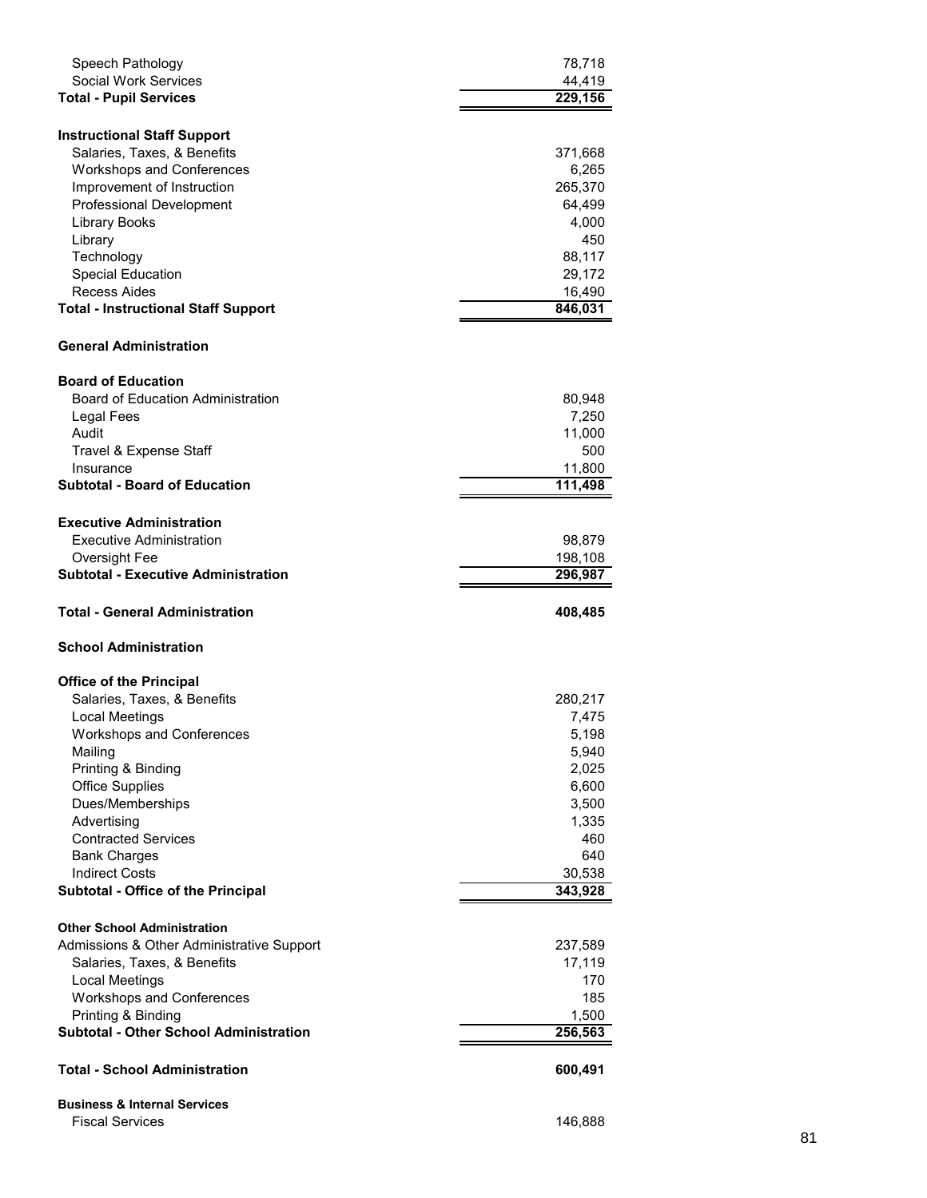| | |
|---|---:|
| Speech Pathology | 78,718 |
| Social Work Services | 44,419 |
| **Total - Pupil Services** | **229,156** |
| | |
| **Instructional Staff Support** | |
| Salaries, Taxes, & Benefits | 371,668 |
| Workshops and Conferences | 6,265 |
| Improvement of Instruction | 265,370 |
| Professional Development | 64,499 |
| Library Books | 4,000 |
| Library | 450 |
| Technology | 88,117 |
| Special Education | 29,172 |
| Recess Aides | 16,490 |
| **Total - Instructional Staff Support** | **846,031** |
| | |
| **General Administration** | |
| | |
| **Board of Education** | |
| Board of Education Administration | 80,948 |
| Legal Fees | 7,250 |
| Audit | 11,000 |
| Travel & Expense Staff | 500 |
| Insurance | 11,800 |
| **Subtotal - Board of Education** | **111,498** |
| | |
| **Executive Administration** | |
| Executive Administration | 98,879 |
| Oversight Fee | 198,108 |
| **Subtotal - Executive Administration** | **296,987** |
| | |
| **Total - General Administration** | **408,485** |
| | |
| **School Administration** | |
| | |
| **Office of the Principal** | |
| Salaries, Taxes, & Benefits | 280,217 |
| Local Meetings | 7,475 |
| Workshops and Conferences | 5,198 |
| Mailing | 5,940 |
| Printing & Binding | 2,025 |
| Office Supplies | 6,600 |
| Dues/Memberships | 3,500 |
| Advertising | 1,335 |
| Contracted Services | 460 |
| Bank Charges | 640 |
| Indirect Costs | 30,538 |
| **Subtotal - Office of the Principal** | **343,928** |
| | |
| **Other School Administration** | |
| Admissions & Other Administrative Support | 237,589 |
| Salaries, Taxes, & Benefits | 17,119 |
| Local Meetings | 170 |
| Workshops and Conferences | 185 |
| Printing & Binding | 1,500 |
| **Subtotal - Other School Administration** | **256,563** |
| | |
| **Total - School Administration** | **600,491** |
| | |
| **Business & Internal Services** | |
| Fiscal Services | 146,888 |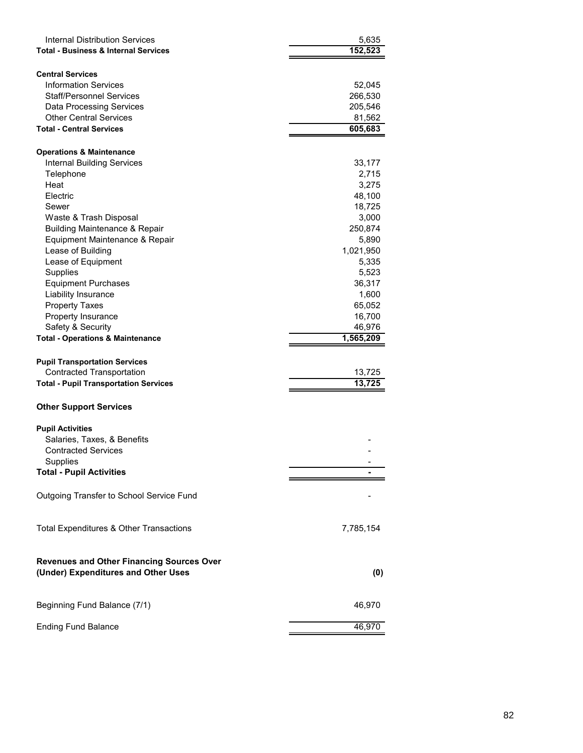| | |
|---|---|
| Internal Distribution Services | 5,635 |
| **Total - Business & Internal Services** | **152,523** |
| | |
| **Central Services** | |
| Information Services | 52,045 |
| Staff/Personnel Services | 266,530 |
| Data Processing Services | 205,546 |
| Other Central Services | 81,562 |
| **Total - Central Services** | **605,683** |
| | |
| **Operations & Maintenance** | |
| Internal Building Services | 33,177 |
| Telephone | 2,715 |
| Heat | 3,275 |
| Electric | 48,100 |
| Sewer | 18,725 |
| Waste & Trash Disposal | 3,000 |
| Building Maintenance & Repair | 250,874 |
| Equipment Maintenance & Repair | 5,890 |
| Lease of Building | 1,021,950 |
| Lease of Equipment | 5,335 |
| Supplies | 5,523 |
| Equipment Purchases | 36,317 |
| Liability Insurance | 1,600 |
| Property Taxes | 65,052 |
| Property Insurance | 16,700 |
| Safety & Security | 46,976 |
| **Total - Operations & Maintenance** | **1,565,209** |
| | |
| **Pupil Transportation Services** | |
| Contracted Transportation | 13,725 |
| **Total - Pupil Transportation Services** | **13,725** |
| | |
| **Other Support Services** | |
| | |
| **Pupil Activities** | |
| Salaries, Taxes, & Benefits | - |
| Contracted Services | - |
| Supplies | - |
| **Total - Pupil Activities** | **-** |
| | |
| Outgoing Transfer to School Service Fund | - |
| | |
| Total Expenditures & Other Transactions | 7,785,154 |
| | |
| **Revenues and Other Financing Sources Over (Under) Expenditures and Other Uses** | **(0)** |
| | |
| Beginning Fund Balance (7/1) | 46,970 |
| | |
| Ending Fund Balance | 46,970 |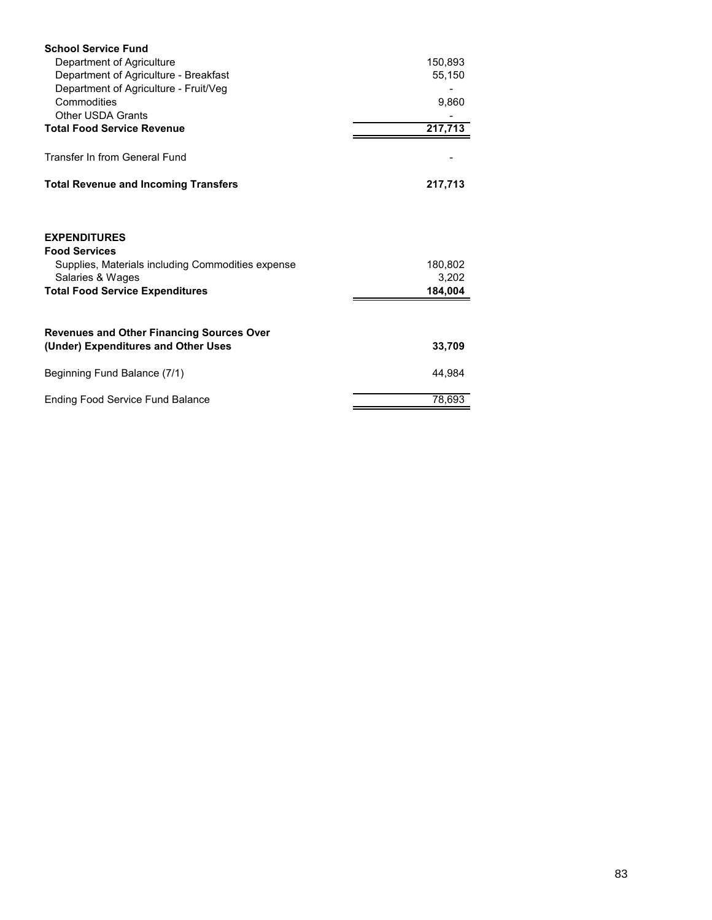| | |
|---|---|
| **School Service Fund** | |
| Department of Agriculture | 150,893 |
| Department of Agriculture - Breakfast | 55,150 |
| Department of Agriculture - Fruit/Veg | - |
| Commodities | 9,860 |
| Other USDA Grants | - |
| **Total Food Service Revenue** | **217,713** |
| | |
| Transfer In from General Fund | - |
| | |
| **Total Revenue and Incoming Transfers** | **217,713** |
| | |
| **EXPENDITURES** | |
| **Food Services** | |
| Supplies, Materials including Commodities expense | 180,802 |
| Salaries & Wages | 3,202 |
| **Total Food Service Expenditures** | **184,004** |
| | |
| **Revenues and Other Financing Sources Over (Under) Expenditures and Other Uses** | **33,709** |
| | |
| Beginning Fund Balance (7/1) | 44,984 |
| | |
| Ending Food Service Fund Balance | 78,693 |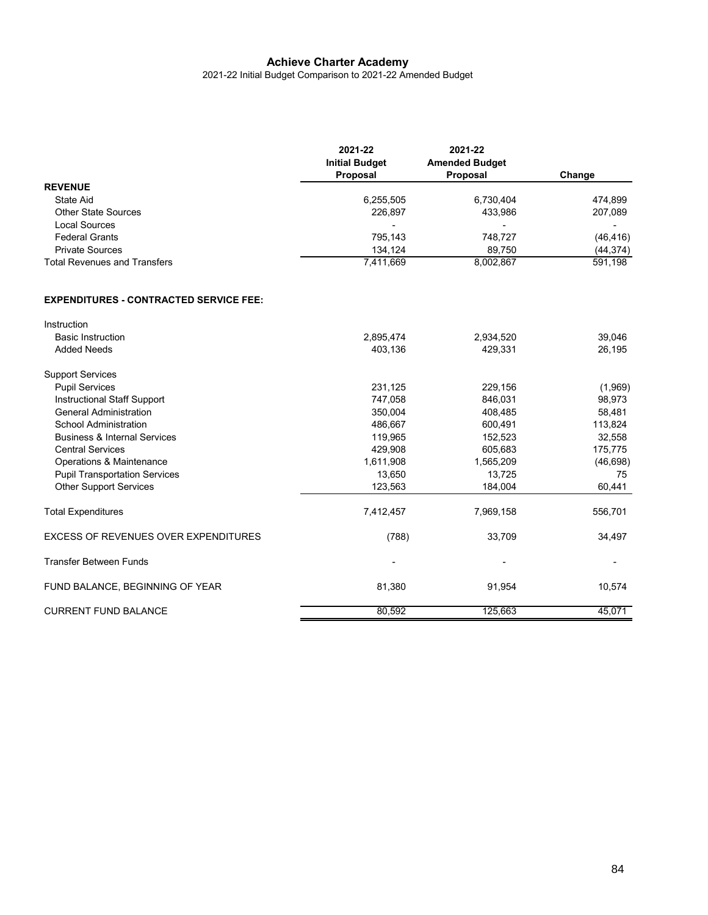# Achieve Charter Academy

2021-22 Initial Budget Comparison to 2021-22 Amended Budget

| | 2021-22 Initial Budget Proposal | 2021-22 Amended Budget Proposal | Change |
|---|---|---|---|
| **REVENUE** | | | |
| State Aid | 6,255,505 | 6,730,404 | 474,899 |
| Other State Sources | 226,897 | 433,986 | 207,089 |
| Local Sources | - | - | - |
| Federal Grants | 795,143 | 748,727 | (46,416) |
| Private Sources | 134,124 | 89,750 | (44,374) |
| Total Revenues and Transfers | 7,411,669 | 8,002,867 | 591,198 |
| | | | |
| **EXPENDITURES - CONTRACTED SERVICE FEE:** | | | |
| Instruction | | | |
| Basic Instruction | 2,895,474 | 2,934,520 | 39,046 |
| Added Needs | 403,136 | 429,331 | 26,195 |
| Support Services | | | |
| Pupil Services | 231,125 | 229,156 | (1,969) |
| Instructional Staff Support | 747,058 | 846,031 | 98,973 |
| General Administration | 350,004 | 408,485 | 58,481 |
| School Administration | 486,667 | 600,491 | 113,824 |
| Business & Internal Services | 119,965 | 152,523 | 32,558 |
| Central Services | 429,908 | 605,683 | 175,775 |
| Operations & Maintenance | 1,611,908 | 1,565,209 | (46,698) |
| Pupil Transportation Services | 13,650 | 13,725 | 75 |
| Other Support Services | 123,563 | 184,004 | 60,441 |
| Total Expenditures | 7,412,457 | 7,969,158 | 556,701 |
| EXCESS OF REVENUES OVER EXPENDITURES | (788) | 33,709 | 34,497 |
| Transfer Between Funds | - | - | - |
| FUND BALANCE, BEGINNING OF YEAR | 81,380 | 91,954 | 10,574 |
| CURRENT FUND BALANCE | 80,592 | 125,663 | 45,071 |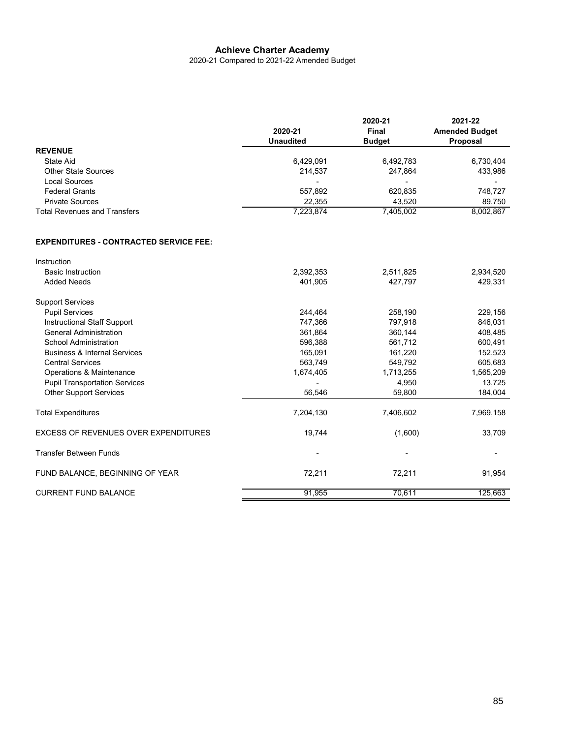# Achieve Charter Academy

2020-21 Compared to 2021-22 Amended Budget

| | 2020-21 Unaudited | 2020-21 Final Budget | 2021-22 Amended Budget Proposal |
|---|---|---|---|
| **REVENUE** | | | |
| State Aid | 6,429,091 | 6,492,783 | 6,730,404 |
| Other State Sources | 214,537 | 247,864 | 433,986 |
| Local Sources | - | - | - |
| Federal Grants | 557,892 | 620,835 | 748,727 |
| Private Sources | 22,355 | 43,520 | 89,750 |
| Total Revenues and Transfers | 7,223,874 | 7,405,002 | 8,002,867 |
| | | | |
| **EXPENDITURES - CONTRACTED SERVICE FEE:** | | | |
| | | | |
| Instruction | | | |
| Basic Instruction | 2,392,353 | 2,511,825 | 2,934,520 |
| Added Needs | 401,905 | 427,797 | 429,331 |
| | | | |
| Support Services | | | |
| Pupil Services | 244,464 | 258,190 | 229,156 |
| Instructional Staff Support | 747,366 | 797,918 | 846,031 |
| General Administration | 361,864 | 360,144 | 408,485 |
| School Administration | 596,388 | 561,712 | 600,491 |
| Business & Internal Services | 165,091 | 161,220 | 152,523 |
| Central Services | 563,749 | 549,792 | 605,683 |
| Operations & Maintenance | 1,674,405 | 1,713,255 | 1,565,209 |
| Pupil Transportation Services | - | 4,950 | 13,725 |
| Other Support Services | 56,546 | 59,800 | 184,004 |
| | | | |
| Total Expenditures | 7,204,130 | 7,406,602 | 7,969,158 |
| | | | |
| EXCESS OF REVENUES OVER EXPENDITURES | 19,744 | (1,600) | 33,709 |
| | | | |
| Transfer Between Funds | - | - | - |
| | | | |
| FUND BALANCE, BEGINNING OF YEAR | 72,211 | 72,211 | 91,954 |
| | | | |
| CURRENT FUND BALANCE | 91,955 | 70,611 | 125,663 |